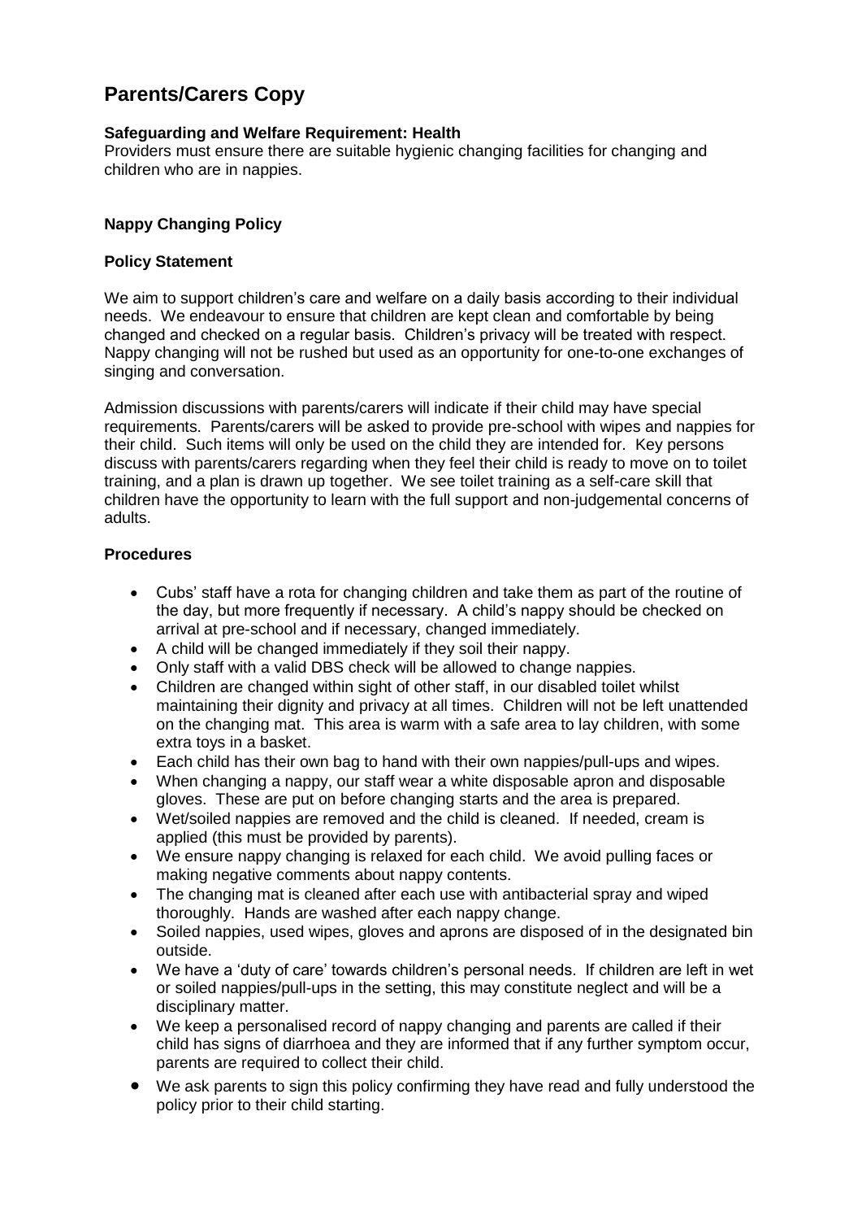# Parents/Carers Copy

**Safeguarding and Welfare Requirement: Health**

Providers must ensure there are suitable hygienic changing facilities for changing and children who are in nappies.

**Nappy Changing Policy**

**Policy Statement**

We aim to support children's care and welfare on a daily basis according to their individual needs. We endeavour to ensure that children are kept clean and comfortable by being changed and checked on a regular basis. Children's privacy will be treated with respect. Nappy changing will not be rushed but used as an opportunity for one-to-one exchanges of singing and conversation.

Admission discussions with parents/carers will indicate if their child may have special requirements. Parents/carers will be asked to provide pre-school with wipes and nappies for their child. Such items will only be used on the child they are intended for. Key persons discuss with parents/carers regarding when they feel their child is ready to move on to toilet training, and a plan is drawn up together. We see toilet training as a self-care skill that children have the opportunity to learn with the full support and non-judgemental concerns of adults.

**Procedures**

- Cubs' staff have a rota for changing children and take them as part of the routine of the day, but more frequently if necessary. A child's nappy should be checked on arrival at pre-school and if necessary, changed immediately.
- A child will be changed immediately if they soil their nappy.
- Only staff with a valid DBS check will be allowed to change nappies.
- Children are changed within sight of other staff, in our disabled toilet whilst maintaining their dignity and privacy at all times. Children will not be left unattended on the changing mat. This area is warm with a safe area to lay children, with some extra toys in a basket.
- Each child has their own bag to hand with their own nappies/pull-ups and wipes.
- When changing a nappy, our staff wear a white disposable apron and disposable gloves. These are put on before changing starts and the area is prepared.
- Wet/soiled nappies are removed and the child is cleaned. If needed, cream is applied (this must be provided by parents).
- We ensure nappy changing is relaxed for each child. We avoid pulling faces or making negative comments about nappy contents.
- The changing mat is cleaned after each use with antibacterial spray and wiped thoroughly. Hands are washed after each nappy change.
- Soiled nappies, used wipes, gloves and aprons are disposed of in the designated bin outside.
- We have a 'duty of care' towards children's personal needs. If children are left in wet or soiled nappies/pull-ups in the setting, this may constitute neglect and will be a disciplinary matter.
- We keep a personalised record of nappy changing and parents are called if their child has signs of diarrhoea and they are informed that if any further symptom occur, parents are required to collect their child.
- We ask parents to sign this policy confirming they have read and fully understood the policy prior to their child starting.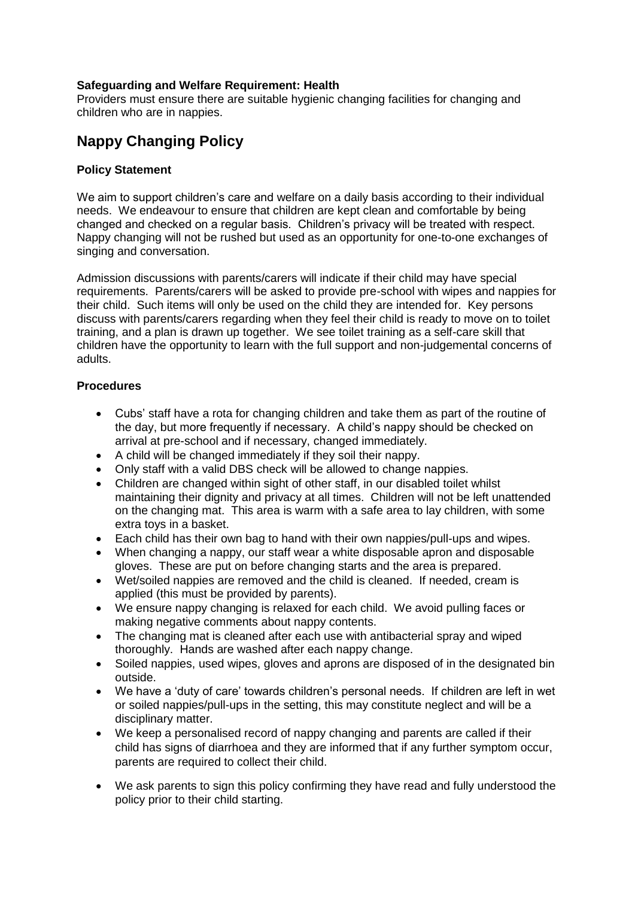**Safeguarding and Welfare Requirement: Health**
Providers must ensure there are suitable hygienic changing facilities for changing and children who are in nappies.

# Nappy Changing Policy

### Policy Statement

We aim to support children's care and welfare on a daily basis according to their individual needs. We endeavour to ensure that children are kept clean and comfortable by being changed and checked on a regular basis. Children's privacy will be treated with respect. Nappy changing will not be rushed but used as an opportunity for one-to-one exchanges of singing and conversation.

Admission discussions with parents/carers will indicate if their child may have special requirements. Parents/carers will be asked to provide pre-school with wipes and nappies for their child. Such items will only be used on the child they are intended for. Key persons discuss with parents/carers regarding when they feel their child is ready to move on to toilet training, and a plan is drawn up together. We see toilet training as a self-care skill that children have the opportunity to learn with the full support and non-judgemental concerns of adults.

### Procedures

- Cubs' staff have a rota for changing children and take them as part of the routine of the day, but more frequently if necessary. A child's nappy should be checked on arrival at pre-school and if necessary, changed immediately.
- A child will be changed immediately if they soil their nappy.
- Only staff with a valid DBS check will be allowed to change nappies.
- Children are changed within sight of other staff, in our disabled toilet whilst maintaining their dignity and privacy at all times. Children will not be left unattended on the changing mat. This area is warm with a safe area to lay children, with some extra toys in a basket.
- Each child has their own bag to hand with their own nappies/pull-ups and wipes.
- When changing a nappy, our staff wear a white disposable apron and disposable gloves. These are put on before changing starts and the area is prepared.
- Wet/soiled nappies are removed and the child is cleaned. If needed, cream is applied (this must be provided by parents).
- We ensure nappy changing is relaxed for each child. We avoid pulling faces or making negative comments about nappy contents.
- The changing mat is cleaned after each use with antibacterial spray and wiped thoroughly. Hands are washed after each nappy change.
- Soiled nappies, used wipes, gloves and aprons are disposed of in the designated bin outside.
- We have a 'duty of care' towards children's personal needs. If children are left in wet or soiled nappies/pull-ups in the setting, this may constitute neglect and will be a disciplinary matter.
- We keep a personalised record of nappy changing and parents are called if their child has signs of diarrhoea and they are informed that if any further symptom occur, parents are required to collect their child.
- We ask parents to sign this policy confirming they have read and fully understood the policy prior to their child starting.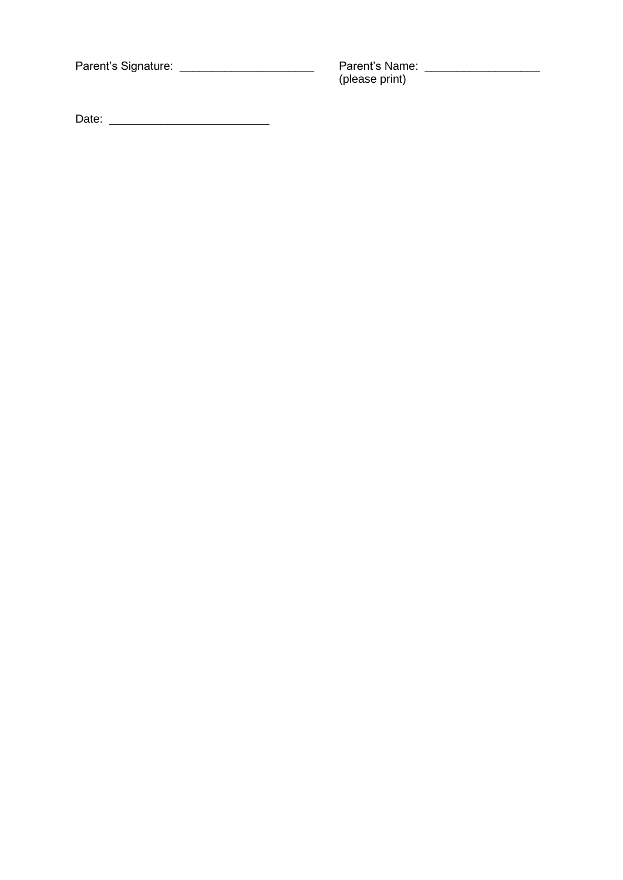Parent’s Signature: _____________________

Parent’s Name: __________________
(please print)

Date: _________________________